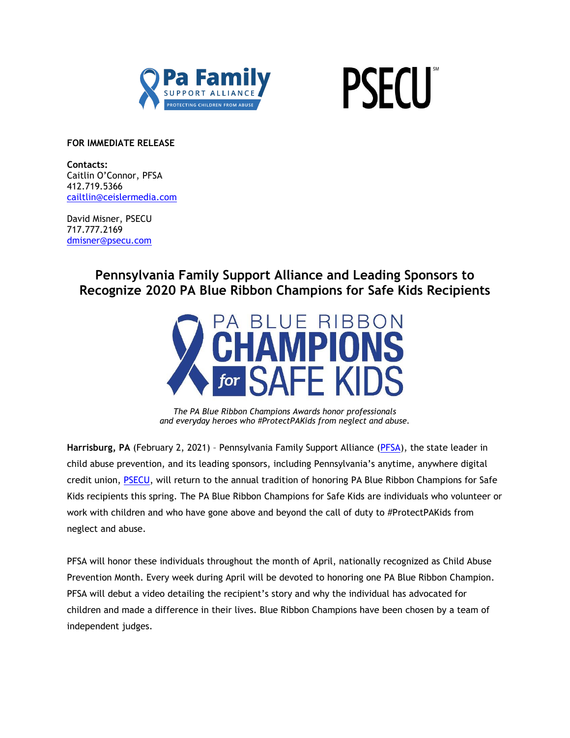**FOR IMMEDIATE RELEASE**

**Contacts:**
Caitlin O'Connor, PFSA
412.719.5366
cailtlin@ceislermedia.com

David Misner, PSECU
717.777.2169
dmisner@psecu.com

## Pennsylvania Family Support Alliance and Leading Sponsors to Recognize 2020 PA Blue Ribbon Champions for Safe Kids Recipients

*The PA Blue Ribbon Champions Awards honor professionals and everyday heroes who #ProtectPAKids from neglect and abuse.*

**Harrisburg, PA** (February 2, 2021) – Pennsylvania Family Support Alliance (PFSA), the state leader in child abuse prevention, and its leading sponsors, including Pennsylvania's anytime, anywhere digital credit union, PSECU, will return to the annual tradition of honoring PA Blue Ribbon Champions for Safe Kids recipients this spring. The PA Blue Ribbon Champions for Safe Kids are individuals who volunteer or work with children and who have gone above and beyond the call of duty to #ProtectPAKids from neglect and abuse.

PFSA will honor these individuals throughout the month of April, nationally recognized as Child Abuse Prevention Month. Every week during April will be devoted to honoring one PA Blue Ribbon Champion. PFSA will debut a video detailing the recipient's story and why the individual has advocated for children and made a difference in their lives. Blue Ribbon Champions have been chosen by a team of independent judges.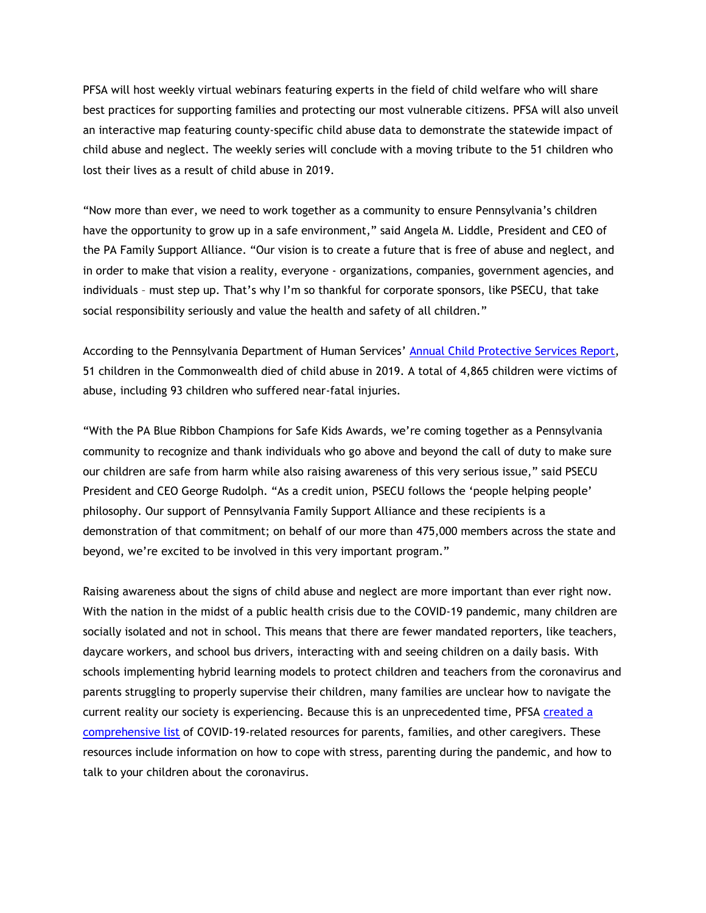PFSA will host weekly virtual webinars featuring experts in the field of child welfare who will share best practices for supporting families and protecting our most vulnerable citizens. PFSA will also unveil an interactive map featuring county-specific child abuse data to demonstrate the statewide impact of child abuse and neglect. The weekly series will conclude with a moving tribute to the 51 children who lost their lives as a result of child abuse in 2019.

"Now more than ever, we need to work together as a community to ensure Pennsylvania's children have the opportunity to grow up in a safe environment," said Angela M. Liddle, President and CEO of the PA Family Support Alliance. "Our vision is to create a future that is free of abuse and neglect, and in order to make that vision a reality, everyone - organizations, companies, government agencies, and individuals – must step up. That's why I'm so thankful for corporate sponsors, like PSECU, that take social responsibility seriously and value the health and safety of all children."

According to the Pennsylvania Department of Human Services' [Annual Child Protective Services Report](), 51 children in the Commonwealth died of child abuse in 2019. A total of 4,865 children were victims of abuse, including 93 children who suffered near-fatal injuries.

"With the PA Blue Ribbon Champions for Safe Kids Awards, we're coming together as a Pennsylvania community to recognize and thank individuals who go above and beyond the call of duty to make sure our children are safe from harm while also raising awareness of this very serious issue," said PSECU President and CEO George Rudolph. "As a credit union, PSECU follows the 'people helping people' philosophy. Our support of Pennsylvania Family Support Alliance and these recipients is a demonstration of that commitment; on behalf of our more than 475,000 members across the state and beyond, we're excited to be involved in this very important program."

Raising awareness about the signs of child abuse and neglect are more important than ever right now. With the nation in the midst of a public health crisis due to the COVID-19 pandemic, many children are socially isolated and not in school. This means that there are fewer mandated reporters, like teachers, daycare workers, and school bus drivers, interacting with and seeing children on a daily basis. With schools implementing hybrid learning models to protect children and teachers from the coronavirus and parents struggling to properly supervise their children, many families are unclear how to navigate the current reality our society is experiencing. Because this is an unprecedented time, PFSA [created a comprehensive list]() of COVID-19-related resources for parents, families, and other caregivers. These resources include information on how to cope with stress, parenting during the pandemic, and how to talk to your children about the coronavirus.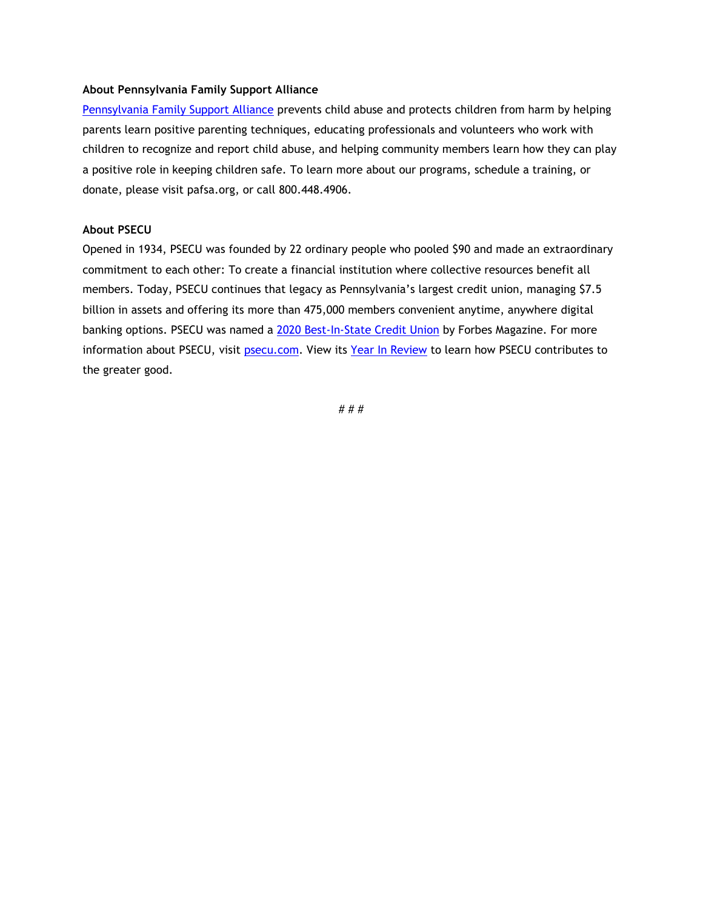**About Pennsylvania Family Support Alliance**

Pennsylvania Family Support Alliance prevents child abuse and protects children from harm by helping parents learn positive parenting techniques, educating professionals and volunteers who work with children to recognize and report child abuse, and helping community members learn how they can play a positive role in keeping children safe. To learn more about our programs, schedule a training, or donate, please visit pafsa.org, or call 800.448.4906.

**About PSECU**

Opened in 1934, PSECU was founded by 22 ordinary people who pooled $90 and made an extraordinary commitment to each other: To create a financial institution where collective resources benefit all members. Today, PSECU continues that legacy as Pennsylvania's largest credit union, managing $7.5 billion in assets and offering its more than 475,000 members convenient anytime, anywhere digital banking options. PSECU was named a 2020 Best-In-State Credit Union by Forbes Magazine. For more information about PSECU, visit psecu.com. View its Year In Review to learn how PSECU contributes to the greater good.

# # #